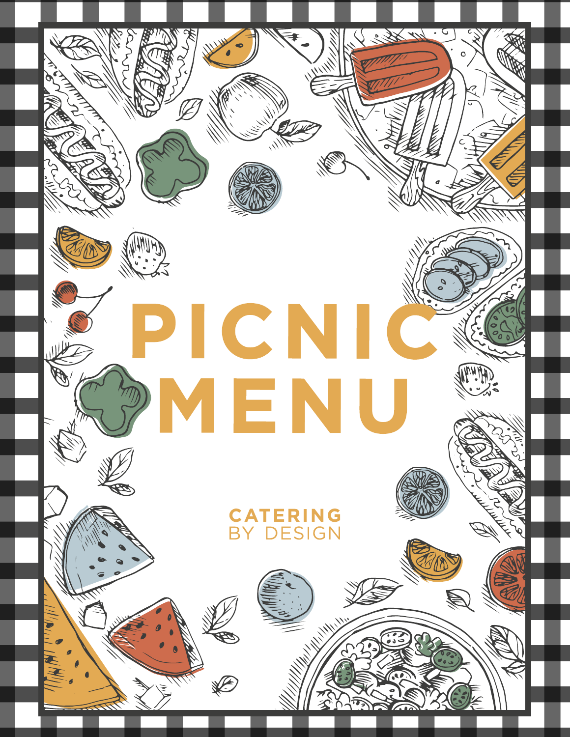# PICNIC MENU

**CATERING**
BY DESIGN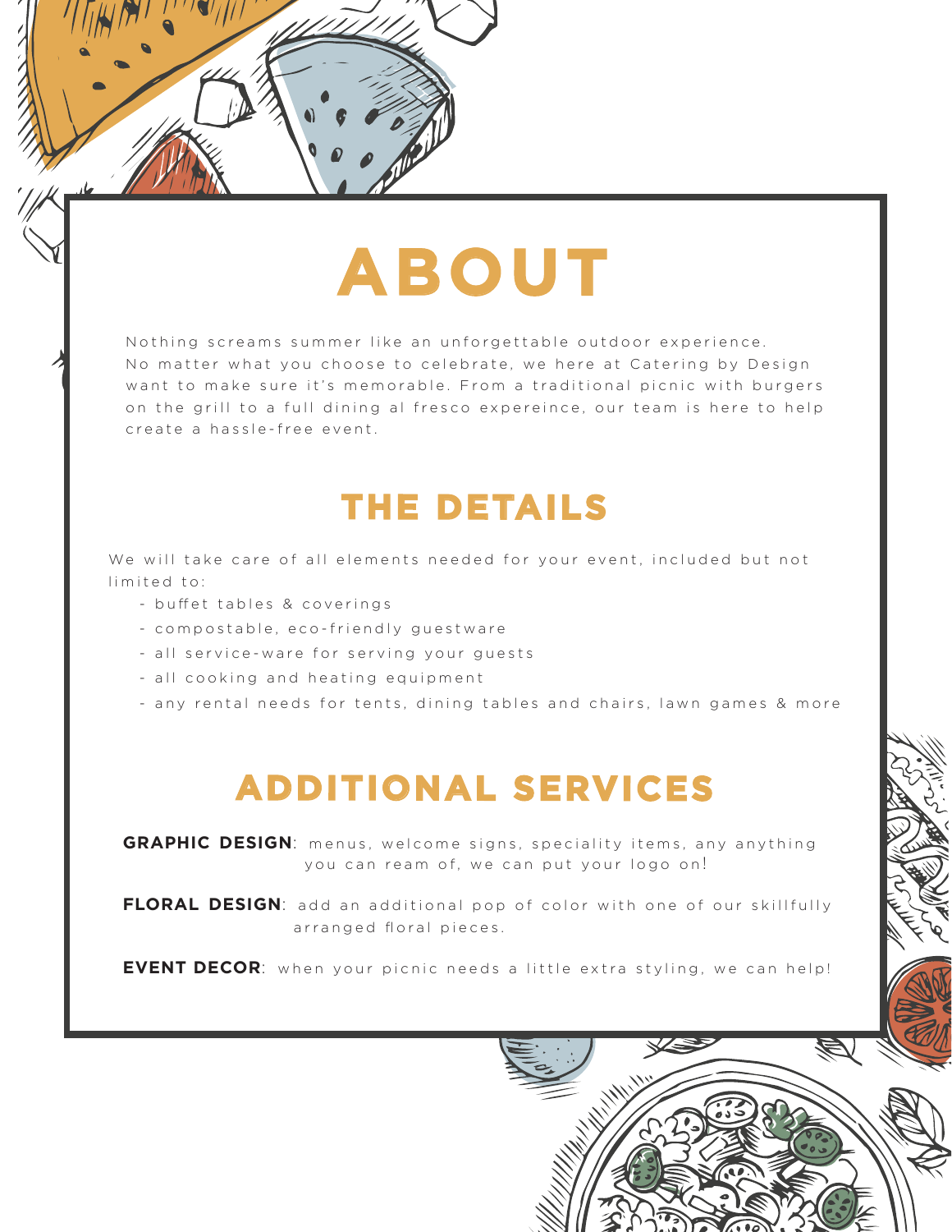# ABOUT

Nothing screams summer like an unforgettable outdoor experience. No matter what you choose to celebrate, we here at Catering by Design want to make sure it's memorable. From a traditional picnic with burgers on the grill to a full dining al fresco expereince, our team is here to help create a hassle-free event.

## THE DETAILS

We will take care of all elements needed for your event, included but not limited to:

- buffet tables & coverings
- compostable, eco-friendly guestware
- all service-ware for serving your guests
- all cooking and heating equipment
- any rental needs for tents, dining tables and chairs, lawn games & more

## ADDITIONAL SERVICES

**GRAPHIC DESIGN**: menus, welcome signs, speciality items, any anything you can ream of, we can put your logo on!

**FLORAL DESIGN**: add an additional pop of color with one of our skillfully arranged floral pieces.

**EVENT DECOR**: when your picnic needs a little extra styling, we can help!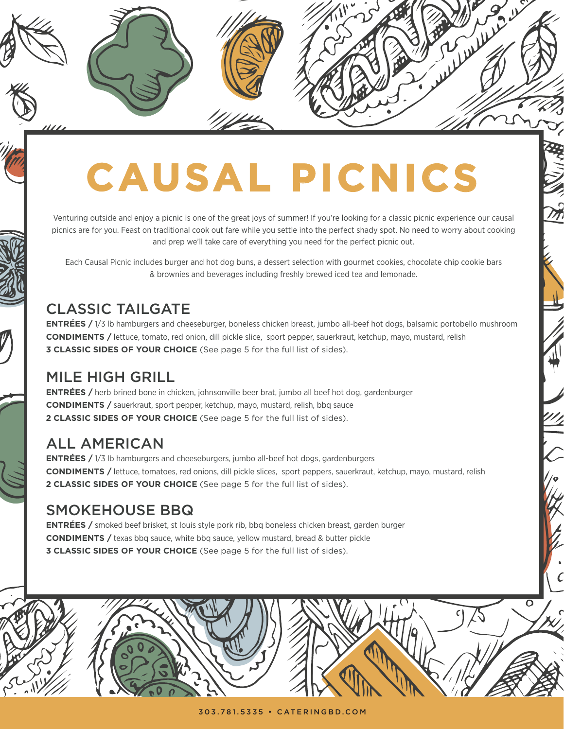# CAUSAL PICNICS

Venturing outside and enjoy a picnic is one of the great joys of summer! If you're looking for a classic picnic experience our causal picnics are for you. Feast on traditional cook out fare while you settle into the perfect shady spot. No need to worry about cooking and prep we'll take care of everything you need for the perfect picnic out.

Each Causal Picnic includes burger and hot dog buns, a dessert selection with gourmet cookies, chocolate chip cookie bars & brownies and beverages including freshly brewed iced tea and lemonade.

## CLASSIC TAILGATE

**ENTRÉES /** 1/3 lb hamburgers and cheeseburger, boneless chicken breast, jumbo all-beef hot dogs, balsamic portobello mushroom
**CONDIMENTS /** lettuce, tomato, red onion, dill pickle slice, sport pepper, sauerkraut, ketchup, mayo, mustard, relish
**3 CLASSIC SIDES OF YOUR CHOICE** (See page 5 for the full list of sides).

## MILE HIGH GRILL

**ENTRÉES /** herb brined bone in chicken, johnsonville beer brat, jumbo all beef hot dog, gardenburger
**CONDIMENTS /** sauerkraut, sport pepper, ketchup, mayo, mustard, relish, bbq sauce
**2 CLASSIC SIDES OF YOUR CHOICE** (See page 5 for the full list of sides).

## ALL AMERICAN

**ENTRÉES /** 1/3 lb hamburgers and cheeseburgers, jumbo all-beef hot dogs, gardenburgers
**CONDIMENTS /** lettuce, tomatoes, red onions, dill pickle slices, sport peppers, sauerkraut, ketchup, mayo, mustard, relish
**2 CLASSIC SIDES OF YOUR CHOICE** (See page 5 for the full list of sides).

## SMOKEHOUSE BBQ

**ENTRÉES /** smoked beef brisket, st louis style pork rib, bbq boneless chicken breast, garden burger
**CONDIMENTS /** texas bbq sauce, white bbq sauce, yellow mustard, bread & butter pickle
**3 CLASSIC SIDES OF YOUR CHOICE** (See page 5 for the full list of sides).

303.781.5335 • CATERINGBD.COM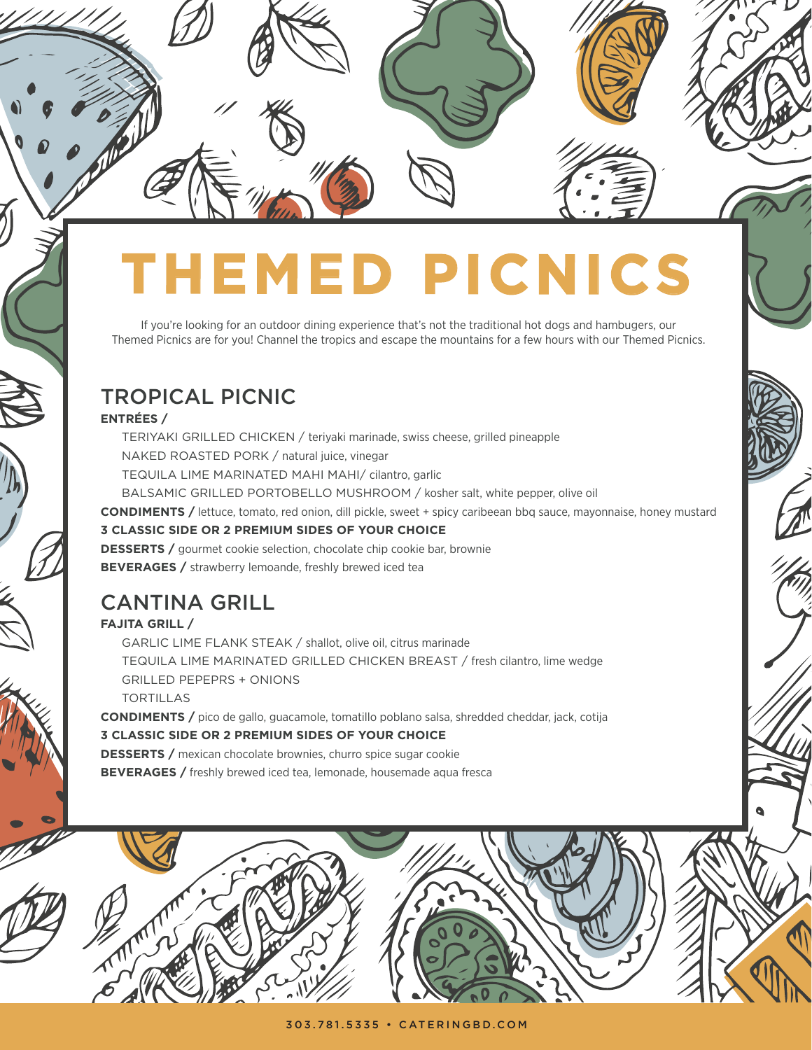// THEMED PICNICS

If you're looking for an outdoor dining experience that's not the traditional hot dogs and hambugers, our Themed Picnics are for you! Channel the tropics and escape the mountains for a few hours with our Themed Picnics.

## TROPICAL PICNIC

**ENTRÉES /**

TERIYAKI GRILLED CHICKEN / teriyaki marinade, swiss cheese, grilled pineapple

NAKED ROASTED PORK / natural juice, vinegar

TEQUILA LIME MARINATED MAHI MAHI/ cilantro, garlic

BALSAMIC GRILLED PORTOBELLO MUSHROOM / kosher salt, white pepper, olive oil

**CONDIMENTS /** lettuce, tomato, red onion, dill pickle, sweet + spicy caribeean bbq sauce, mayonnaise, honey mustard

**3 CLASSIC SIDE OR 2 PREMIUM SIDES OF YOUR CHOICE**

**DESSERTS /** gourmet cookie selection, chocolate chip cookie bar, brownie

**BEVERAGES /** strawberry lemoande, freshly brewed iced tea

## CANTINA GRILL

**FAJITA GRILL /**

GARLIC LIME FLANK STEAK / shallot, olive oil, citrus marinade

TEQUILA LIME MARINATED GRILLED CHICKEN BREAST / fresh cilantro, lime wedge

GRILLED PEPEPRS + ONIONS

TORTILLAS

**CONDIMENTS /** pico de gallo, guacamole, tomatillo poblano salsa, shredded cheddar, jack, cotija

**3 CLASSIC SIDE OR 2 PREMIUM SIDES OF YOUR CHOICE**

**DESSERTS /** mexican chocolate brownies, churro spice sugar cookie

**BEVERAGES /** freshly brewed iced tea, lemonade, housemade aqua fresca

303.781.5335 • CATERINGBD.COM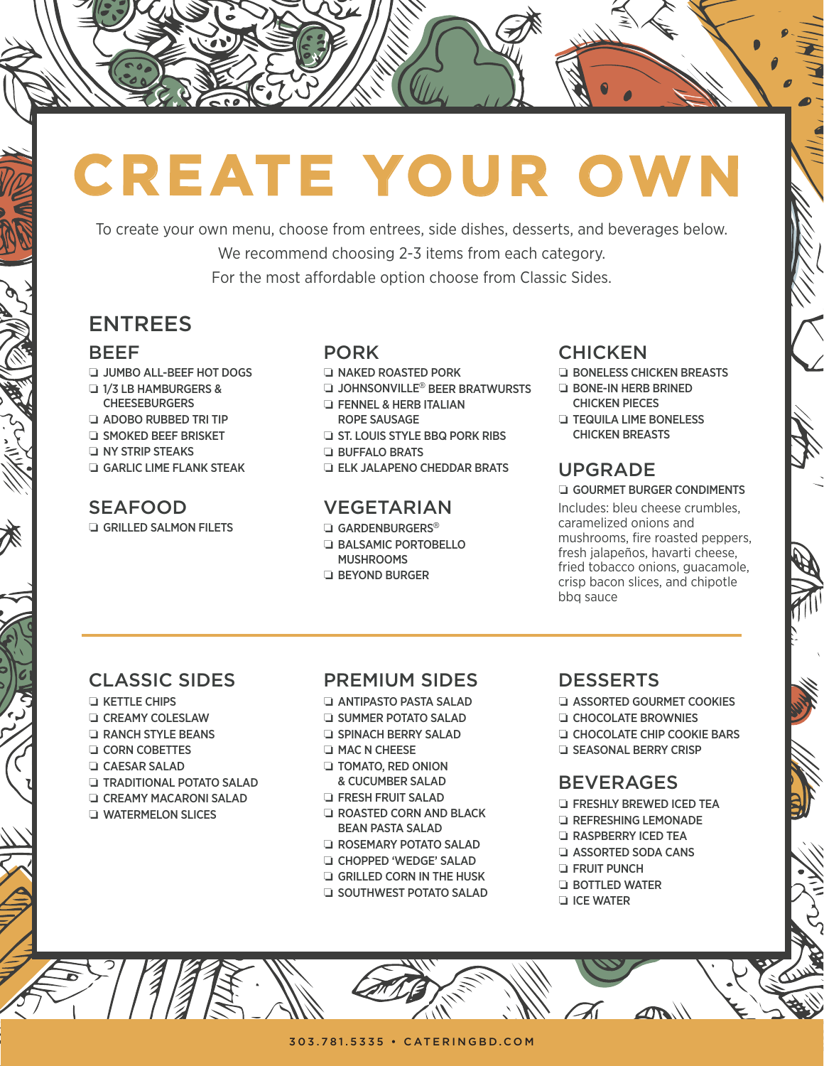# CREATE YOUR OWN

To create your own menu, choose from entrees, side dishes, desserts, and beverages below.
We recommend choosing 2-3 items from each category.
For the most affordable option choose from Classic Sides.

## ENTREES

### BEEF

- ❏ JUMBO ALL-BEEF HOT DOGS
- ❏ 1/3 LB HAMBURGERS & CHEESEBURGERS
- ❏ ADOBO RUBBED TRI TIP
- ❏ SMOKED BEEF BRISKET
- ❏ NY STRIP STEAKS
- ❏ GARLIC LIME FLANK STEAK

### SEAFOOD

- ❏ GRILLED SALMON FILETS

### PORK

- ❏ NAKED ROASTED PORK
- ❏ JOHNSONVILLE® BEER BRATWURSTS
- ❏ FENNEL & HERB ITALIAN ROPE SAUSAGE
- ❏ ST. LOUIS STYLE BBQ PORK RIBS
- ❏ BUFFALO BRATS
- ❏ ELK JALAPENO CHEDDAR BRATS

### VEGETARIAN

- ❏ GARDENBURGERS®
- ❏ BALSAMIC PORTOBELLO MUSHROOMS
- ❏ BEYOND BURGER

### CHICKEN

- ❏ BONELESS CHICKEN BREASTS
- ❏ BONE-IN HERB BRINED CHICKEN PIECES
- ❏ TEQUILA LIME BONELESS CHICKEN BREASTS

### UPGRADE

- ❏ GOURMET BURGER CONDIMENTS

Includes: bleu cheese crumbles, caramelized onions and mushrooms, fire roasted peppers, fresh jalapeños, havarti cheese, fried tobacco onions, guacamole, crisp bacon slices, and chipotle bbq sauce

## CLASSIC SIDES

- ❏ KETTLE CHIPS
- ❏ CREAMY COLESLAW
- ❏ RANCH STYLE BEANS
- ❏ CORN COBETTES
- ❏ CAESAR SALAD
- ❏ TRADITIONAL POTATO SALAD
- ❏ CREAMY MACARONI SALAD
- ❏ WATERMELON SLICES

## PREMIUM SIDES

- ❏ ANTIPASTO PASTA SALAD
- ❏ SUMMER POTATO SALAD
- ❏ SPINACH BERRY SALAD
- ❏ MAC N CHEESE
- ❏ TOMATO, RED ONION & CUCUMBER SALAD
- ❏ FRESH FRUIT SALAD
- ❏ ROASTED CORN AND BLACK BEAN PASTA SALAD
- ❏ ROSEMARY POTATO SALAD
- ❏ CHOPPED 'WEDGE' SALAD
- ❏ GRILLED CORN IN THE HUSK
- ❏ SOUTHWEST POTATO SALAD

## DESSERTS

- ❏ ASSORTED GOURMET COOKIES
- ❏ CHOCOLATE BROWNIES
- ❏ CHOCOLATE CHIP COOKIE BARS
- ❏ SEASONAL BERRY CRISP

## BEVERAGES

- ❏ FRESHLY BREWED ICED TEA
- ❏ REFRESHING LEMONADE
- ❏ RASPBERRY ICED TEA
- ❏ ASSORTED SODA CANS
- ❏ FRUIT PUNCH
- ❏ BOTTLED WATER
- ❏ ICE WATER

303.781.5335 • CATERINGBD.COM